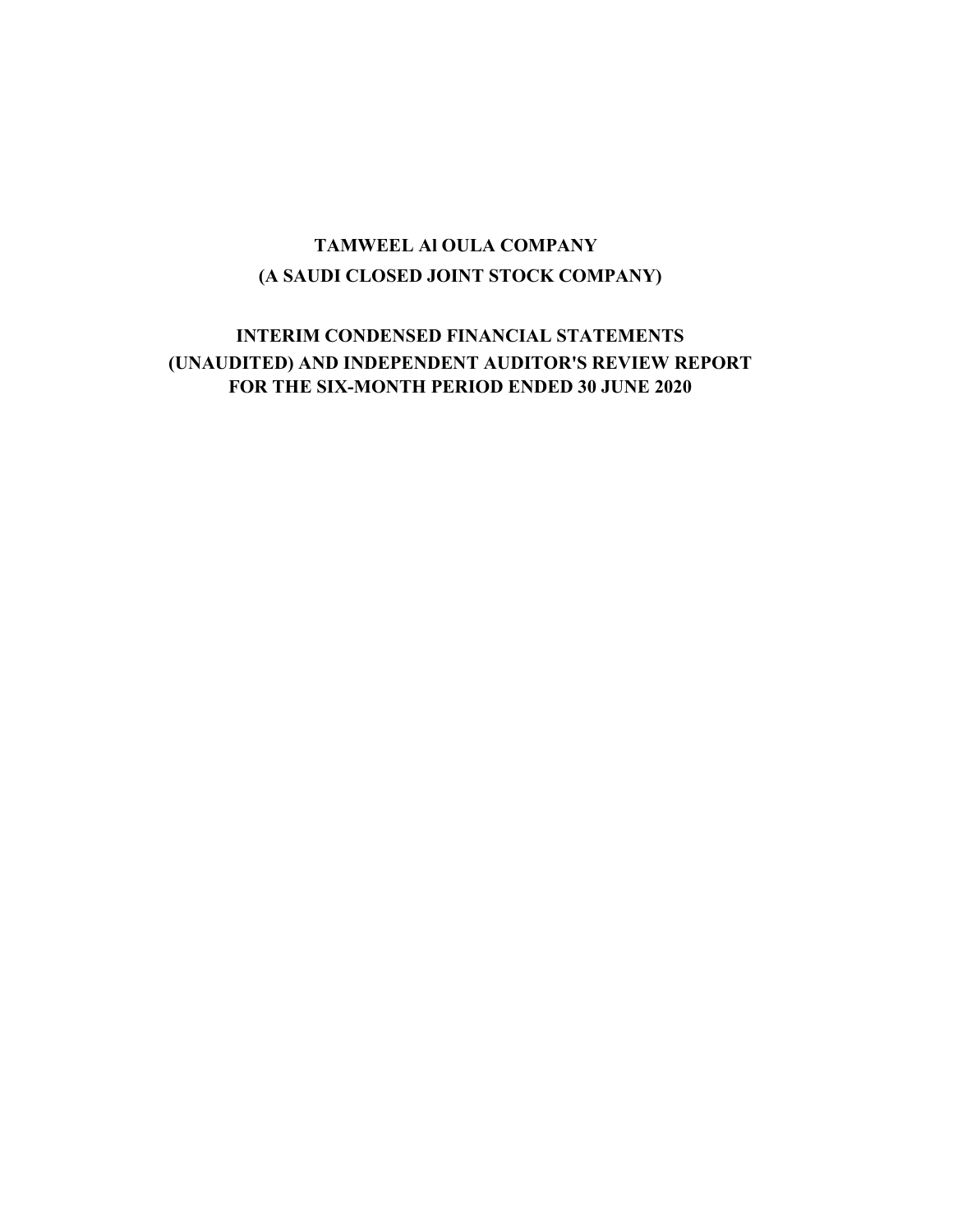# TAMWEEL Al OULA COMPANY

## (A SAUDI CLOSED JOINT STOCK COMPANY)

## INTERIM CONDENSED FINANCIAL STATEMENTS (UNAUDITED) AND INDEPENDENT AUDITOR'S REVIEW REPORT FOR THE SIX-MONTH PERIOD ENDED 30 JUNE 2020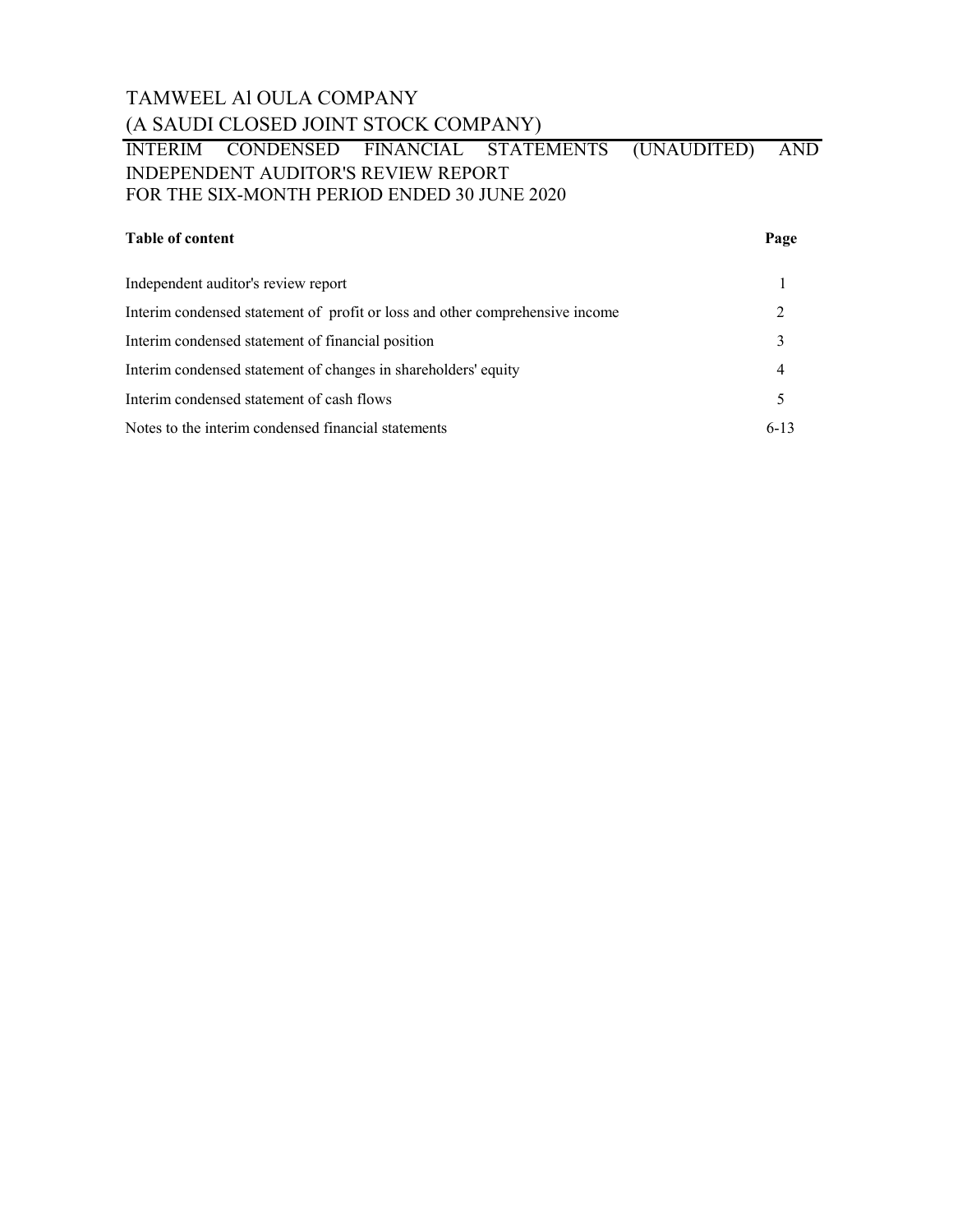# TAMWEEL Al OULA COMPANY

## (A SAUDI CLOSED JOINT STOCK COMPANY)

INTERIM CONDENSED FINANCIAL STATEMENTS (UNAUDITED) AND INDEPENDENT AUDITOR'S REVIEW REPORT
FOR THE SIX-MONTH PERIOD ENDED 30 JUNE 2020

| **Table of content** | **Page** |
|---|---|
| Independent auditor's review report | 1 |
| Interim condensed statement of profit or loss and other comprehensive income | 2 |
| Interim condensed statement of financial position | 3 |
| Interim condensed statement of changes in shareholders' equity | 4 |
| Interim condensed statement of cash flows | 5 |
| Notes to the interim condensed financial statements | 6-13 |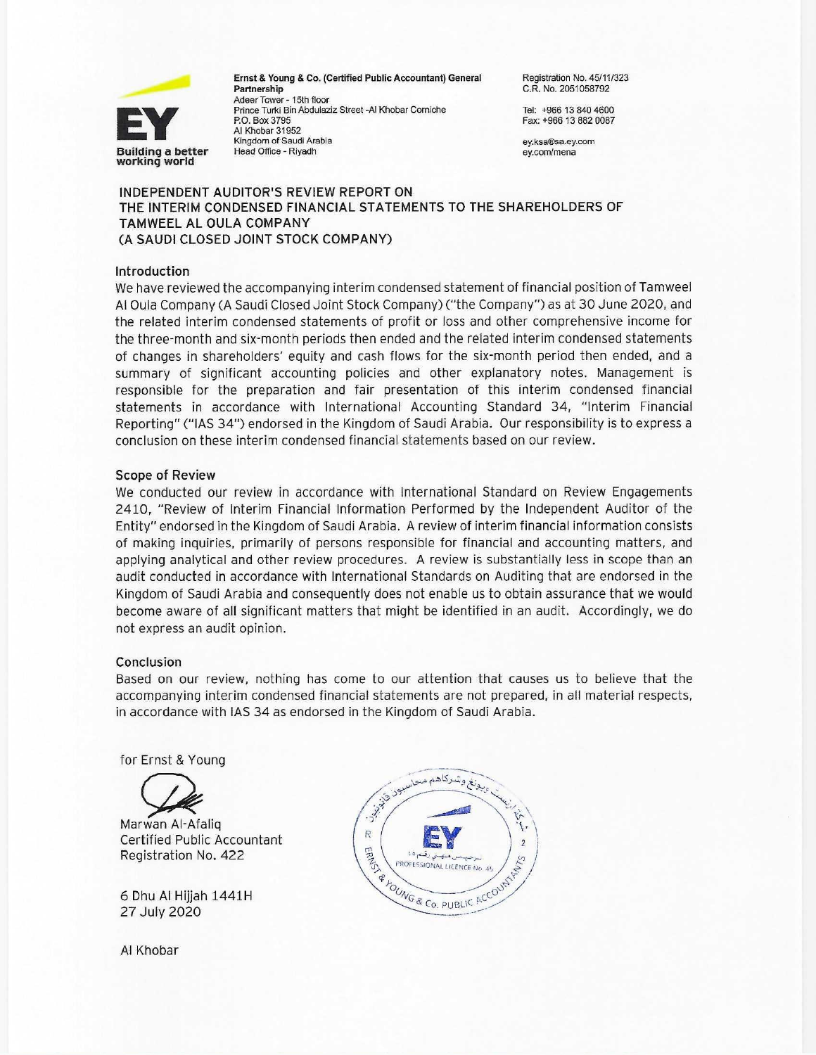**Ernst & Young & Co. (Certified Public Accountant) General Partnership**
Adeer Tower - 15th floor
Prince Turki Bin Abdulaziz Street -Al Khobar Corniche
P.O. Box 3795
Al Khobar 31952
Kingdom of Saudi Arabia
Head Office - Riyadh

Registration No. 45/11/323
C.R. No. 2051058792

Tel: +966 13 840 4600
Fax: +966 13 882 0087

ey.ksa@sa.ey.com
ey.com/mena

## INDEPENDENT AUDITOR'S REVIEW REPORT ON THE INTERIM CONDENSED FINANCIAL STATEMENTS TO THE SHAREHOLDERS OF TAMWEEL AL OULA COMPANY (A SAUDI CLOSED JOINT STOCK COMPANY)

### Introduction

We have reviewed the accompanying interim condensed statement of financial position of Tamweel Al Oula Company (A Saudi Closed Joint Stock Company) ("the Company") as at 30 June 2020, and the related interim condensed statements of profit or loss and other comprehensive income for the three-month and six-month periods then ended and the related interim condensed statements of changes in shareholders' equity and cash flows for the six-month period then ended, and a summary of significant accounting policies and other explanatory notes. Management is responsible for the preparation and fair presentation of this interim condensed financial statements in accordance with International Accounting Standard 34, "Interim Financial Reporting" ("IAS 34") endorsed in the Kingdom of Saudi Arabia. Our responsibility is to express a conclusion on these interim condensed financial statements based on our review.

### Scope of Review

We conducted our review in accordance with International Standard on Review Engagements 2410, "Review of Interim Financial Information Performed by the Independent Auditor of the Entity" endorsed in the Kingdom of Saudi Arabia. A review of interim financial information consists of making inquiries, primarily of persons responsible for financial and accounting matters, and applying analytical and other review procedures. A review is substantially less in scope than an audit conducted in accordance with International Standards on Auditing that are endorsed in the Kingdom of Saudi Arabia and consequently does not enable us to obtain assurance that we would become aware of all significant matters that might be identified in an audit. Accordingly, we do not express an audit opinion.

### Conclusion

Based on our review, nothing has come to our attention that causes us to believe that the accompanying interim condensed financial statements are not prepared, in all material respects, in accordance with IAS 34 as endorsed in the Kingdom of Saudi Arabia.

for Ernst & Young

Marwan Al-Afaliq
Certified Public Accountant
Registration No. 422

6 Dhu Al Hijjah 1441H
27 July 2020

Al Khobar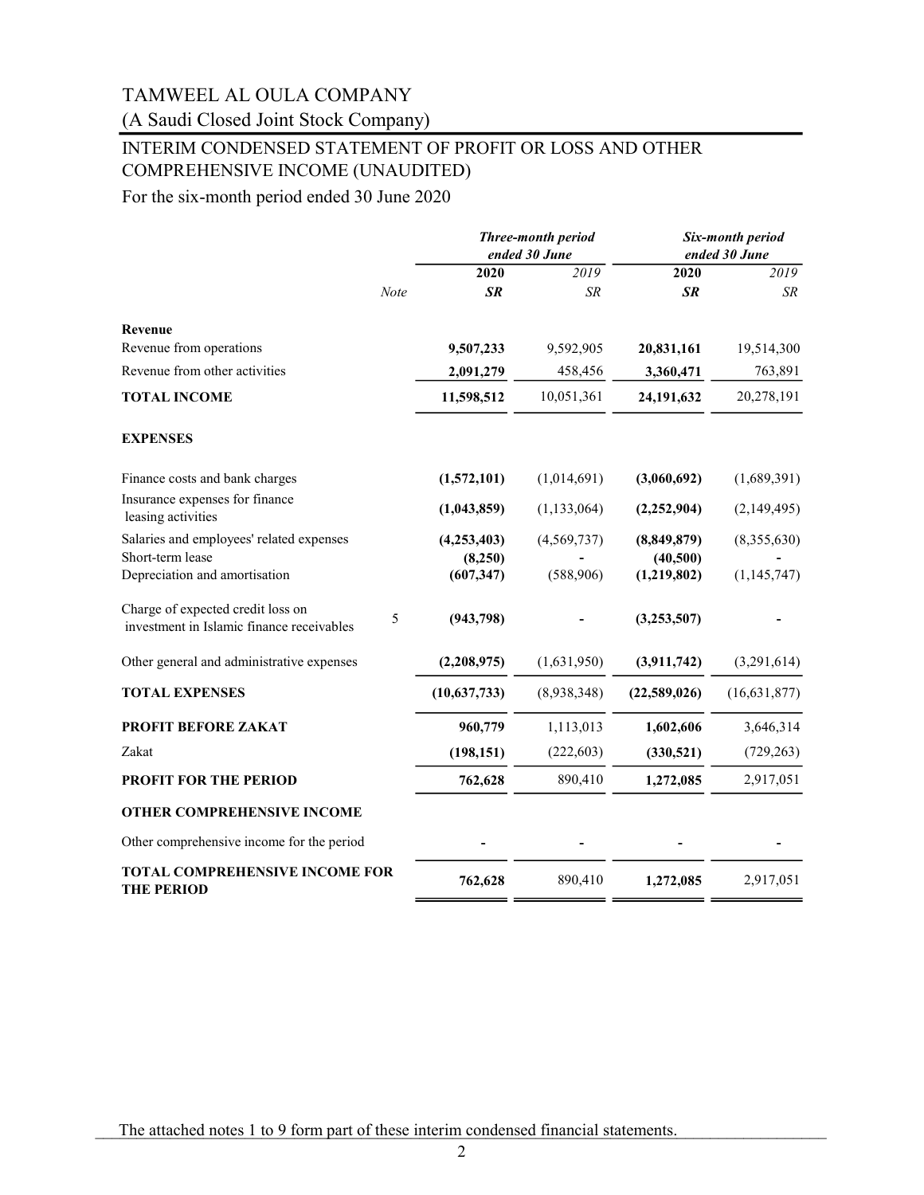# TAMWEEL AL OULA COMPANY

(A Saudi Closed Joint Stock Company)

## INTERIM CONDENSED STATEMENT OF PROFIT OR LOSS AND OTHER COMPREHENSIVE INCOME (UNAUDITED)

For the six-month period ended 30 June 2020

| | | *Three-month period ended 30 June* | | *Six-month period ended 30 June* | |
|---|---|---|---|---|---|
| | | **2020** | *2019* | **2020** | *2019* |
| | *Note* | ***SR*** | *SR* | ***SR*** | *SR* |
| **Revenue** | | | | | |
| Revenue from operations | | **9,507,233** | 9,592,905 | **20,831,161** | 19,514,300 |
| Revenue from other activities | | **2,091,279** | 458,456 | **3,360,471** | 763,891 |
| **TOTAL INCOME** | | **11,598,512** | 10,051,361 | **24,191,632** | 20,278,191 |
| **EXPENSES** | | | | | |
| Finance costs and bank charges | | **(1,572,101)** | (1,014,691) | **(3,060,692)** | (1,689,391) |
| Insurance expenses for finance leasing activities | | **(1,043,859)** | (1,133,064) | **(2,252,904)** | (2,149,495) |
| Salaries and employees' related expenses | | **(4,253,403)** | (4,569,737) | **(8,849,879)** | (8,355,630) |
| Short-term lease | | **(8,250)** | - | **(40,500)** | - |
| Depreciation and amortisation | | **(607,347)** | (588,906) | **(1,219,802)** | (1,145,747) |
| Charge of expected credit loss on investment in Islamic finance receivables | 5 | **(943,798)** | - | **(3,253,507)** | - |
| Other general and administrative expenses | | **(2,208,975)** | (1,631,950) | **(3,911,742)** | (3,291,614) |
| **TOTAL EXPENSES** | | **(10,637,733)** | (8,938,348) | **(22,589,026)** | (16,631,877) |
| **PROFIT BEFORE ZAKAT** | | **960,779** | 1,113,013 | **1,602,606** | 3,646,314 |
| Zakat | | **(198,151)** | (222,603) | **(330,521)** | (729,263) |
| **PROFIT FOR THE PERIOD** | | **762,628** | 890,410 | **1,272,085** | 2,917,051 |
| **OTHER COMPREHENSIVE INCOME** | | | | | |
| Other comprehensive income for the period | | **-** | - | **-** | - |
| **TOTAL COMPREHENSIVE INCOME FOR THE PERIOD** | | **762,628** | 890,410 | **1,272,085** | 2,917,051 |

The attached notes 1 to 9 form part of these interim condensed financial statements.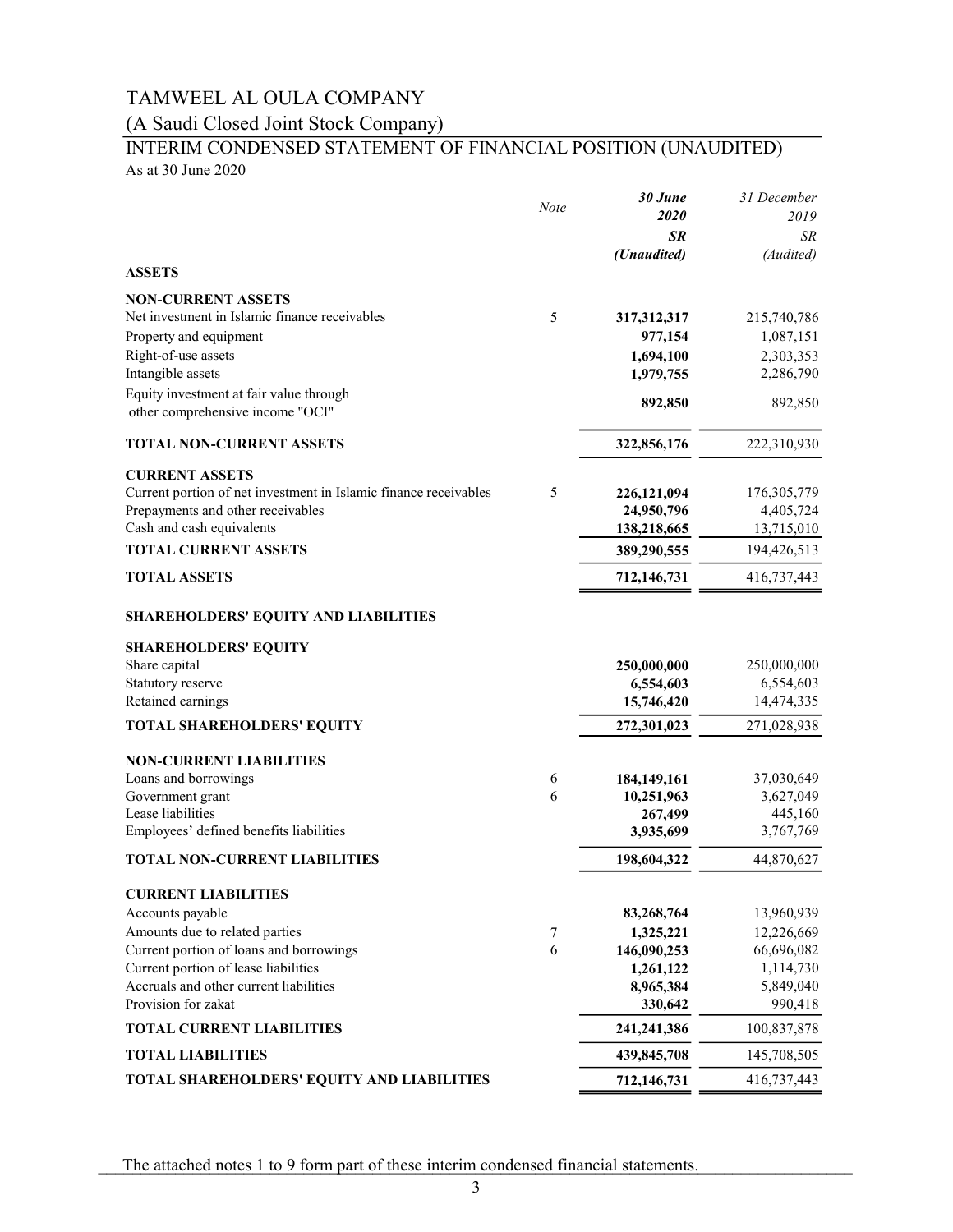# TAMWEEL AL OULA COMPANY

## (A Saudi Closed Joint Stock Company)

## INTERIM CONDENSED STATEMENT OF FINANCIAL POSITION (UNAUDITED)

As at 30 June 2020

| | *Note* | ***30 June 2020 SR (Unaudited)*** | *31 December 2019 SR (Audited)* |
|---|---|---|---|
| **ASSETS** | | | |
| **NON-CURRENT ASSETS** | | | |
| Net investment in Islamic finance receivables | 5 | **317,312,317** | 215,740,786 |
| Property and equipment | | **977,154** | 1,087,151 |
| Right-of-use assets | | **1,694,100** | 2,303,353 |
| Intangible assets | | **1,979,755** | 2,286,790 |
| Equity investment at fair value through other comprehensive income "OCI" | | **892,850** | 892,850 |
| **TOTAL NON-CURRENT ASSETS** | | **322,856,176** | 222,310,930 |
| **CURRENT ASSETS** | | | |
| Current portion of net investment in Islamic finance receivables | 5 | **226,121,094** | 176,305,779 |
| Prepayments and other receivables | | **24,950,796** | 4,405,724 |
| Cash and cash equivalents | | **138,218,665** | 13,715,010 |
| **TOTAL CURRENT ASSETS** | | **389,290,555** | 194,426,513 |
| **TOTAL ASSETS** | | **712,146,731** | 416,737,443 |
| **SHAREHOLDERS' EQUITY AND LIABILITIES** | | | |
| **SHAREHOLDERS' EQUITY** | | | |
| Share capital | | **250,000,000** | 250,000,000 |
| Statutory reserve | | **6,554,603** | 6,554,603 |
| Retained earnings | | **15,746,420** | 14,474,335 |
| **TOTAL SHAREHOLDERS' EQUITY** | | **272,301,023** | 271,028,938 |
| **NON-CURRENT LIABILITIES** | | | |
| Loans and borrowings | 6 | **184,149,161** | 37,030,649 |
| Government grant | 6 | **10,251,963** | 3,627,049 |
| Lease liabilities | | **267,499** | 445,160 |
| Employees' defined benefits liabilities | | **3,935,699** | 3,767,769 |
| **TOTAL NON-CURRENT LIABILITIES** | | **198,604,322** | 44,870,627 |
| **CURRENT LIABILITIES** | | | |
| Accounts payable | | **83,268,764** | 13,960,939 |
| Amounts due to related parties | 7 | **1,325,221** | 12,226,669 |
| Current portion of loans and borrowings | 6 | **146,090,253** | 66,696,082 |
| Current portion of lease liabilities | | **1,261,122** | 1,114,730 |
| Accruals and other current liabilities | | **8,965,384** | 5,849,040 |
| Provision for zakat | | **330,642** | 990,418 |
| **TOTAL CURRENT LIABILITIES** | | **241,241,386** | 100,837,878 |
| **TOTAL LIABILITIES** | | **439,845,708** | 145,708,505 |
| **TOTAL SHAREHOLDERS' EQUITY AND LIABILITIES** | | **712,146,731** | 416,737,443 |

The attached notes 1 to 9 form part of these interim condensed financial statements.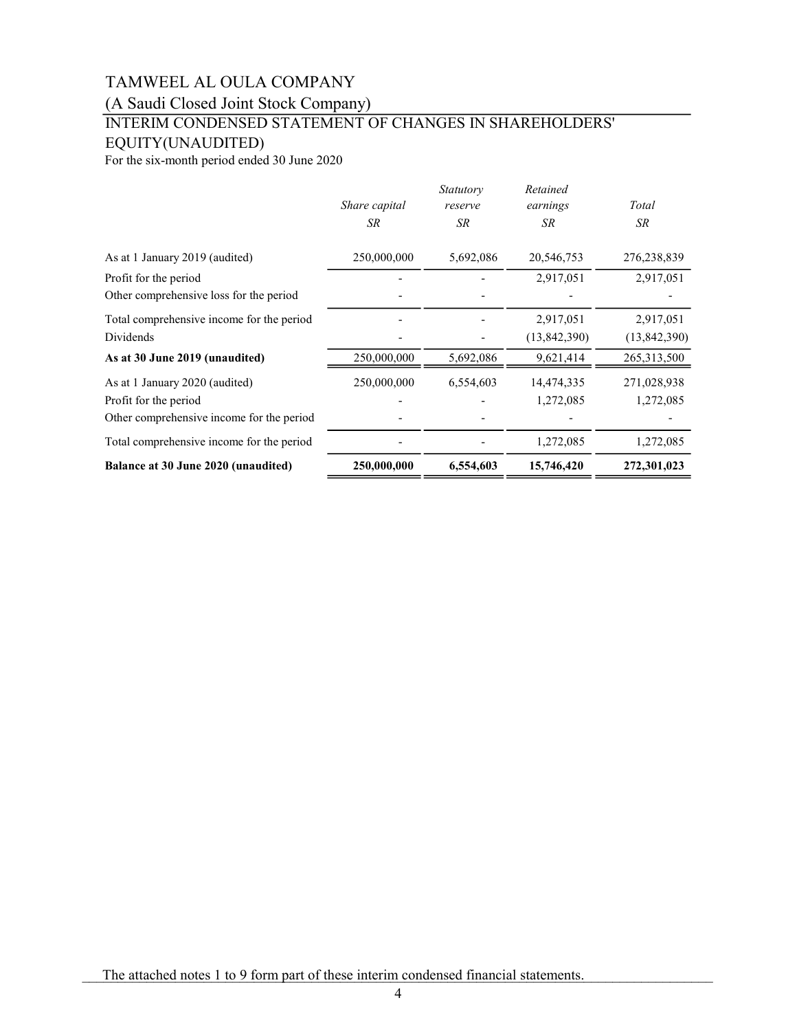# TAMWEEL AL OULA COMPANY

(A Saudi Closed Joint Stock Company)

## INTERIM CONDENSED STATEMENT OF CHANGES IN SHAREHOLDERS' EQUITY(UNAUDITED)

For the six-month period ended 30 June 2020

| | *Share capital* | *Statutory reserve* | *Retained earnings* | *Total* |
|---|---|---|---|---|
| | *SR* | *SR* | *SR* | *SR* |
| As at 1 January 2019 (audited) | 250,000,000 | 5,692,086 | 20,546,753 | 276,238,839 |
| Profit for the period | - | - | 2,917,051 | 2,917,051 |
| Other comprehensive loss for the period | - | - | - | - |
| Total comprehensive income for the period | - | - | 2,917,051 | 2,917,051 |
| Dividends | - | - | (13,842,390) | (13,842,390) |
| **As at 30 June 2019 (unaudited)** | 250,000,000 | 5,692,086 | 9,621,414 | 265,313,500 |
| As at 1 January 2020 (audited) | 250,000,000 | 6,554,603 | 14,474,335 | 271,028,938 |
| Profit for the period | - | - | 1,272,085 | 1,272,085 |
| Other comprehensive income for the period | - | - | - | - |
| Total comprehensive income for the period | - | - | 1,272,085 | 1,272,085 |
| **Balance at 30 June 2020 (unaudited)** | **250,000,000** | **6,554,603** | **15,746,420** | **272,301,023** |

The attached notes 1 to 9 form part of these interim condensed financial statements.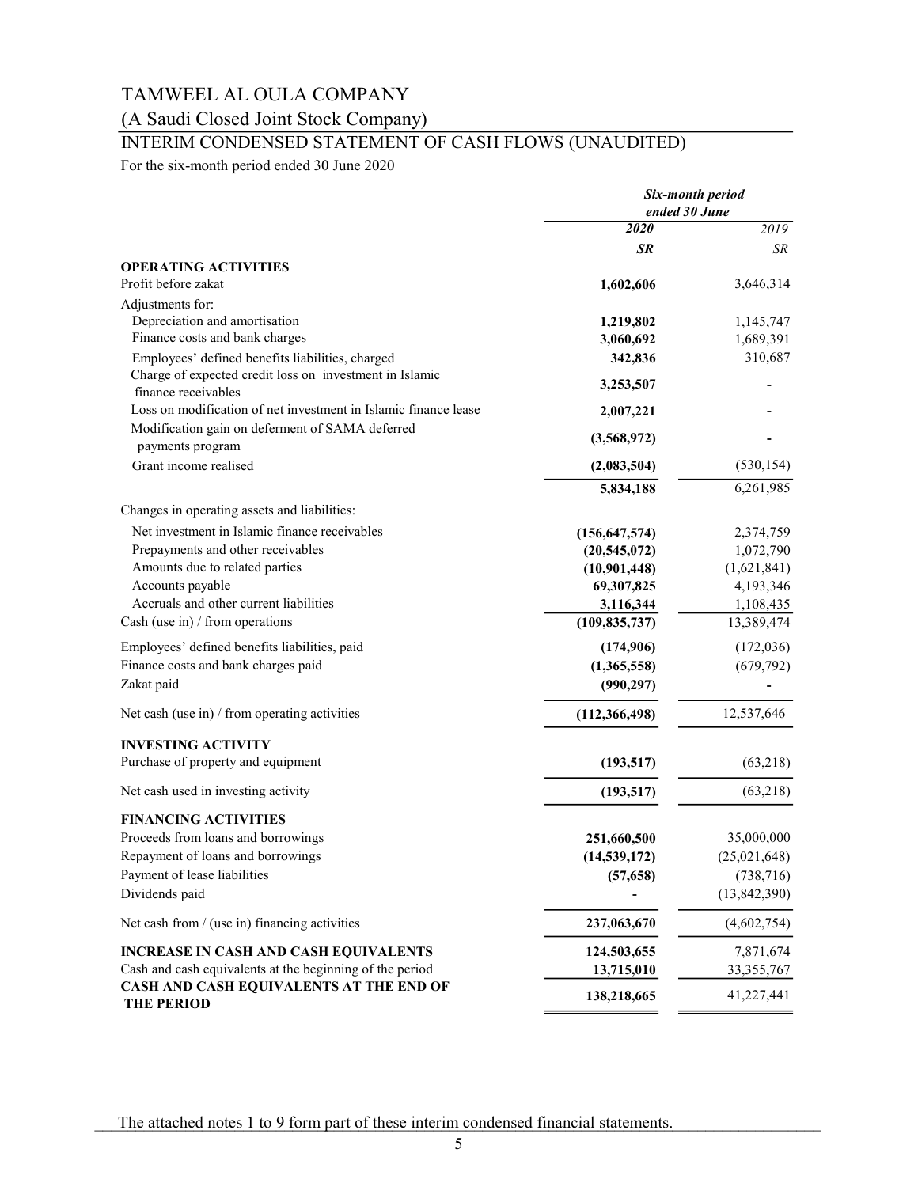# TAMWEEL AL OULA COMPANY

## (A Saudi Closed Joint Stock Company)

## INTERIM CONDENSED STATEMENT OF CASH FLOWS (UNAUDITED)

For the six-month period ended 30 June 2020

| | *Six-month period ended 30 June* | |
|---|---|---|
| | ***2020*** | *2019* |
| | ***SR*** | *SR* |
| **OPERATING ACTIVITIES** | | |
| Profit before zakat | **1,602,606** | 3,646,314 |
| Adjustments for: | | |
| Depreciation and amortisation | **1,219,802** | 1,145,747 |
| Finance costs and bank charges | **3,060,692** | 1,689,391 |
| Employees' defined benefits liabilities, charged | **342,836** | 310,687 |
| Charge of expected credit loss on investment in Islamic finance receivables | **3,253,507** | - |
| Loss on modification of net investment in Islamic finance lease | **2,007,221** | - |
| Modification gain on deferment of SAMA deferred payments program | **(3,568,972)** | - |
| Grant income realised | **(2,083,504)** | (530,154) |
| | **5,834,188** | 6,261,985 |
| Changes in operating assets and liabilities: | | |
| Net investment in Islamic finance receivables | **(156,647,574)** | 2,374,759 |
| Prepayments and other receivables | **(20,545,072)** | 1,072,790 |
| Amounts due to related parties | **(10,901,448)** | (1,621,841) |
| Accounts payable | **69,307,825** | 4,193,346 |
| Accruals and other current liabilities | **3,116,344** | 1,108,435 |
| Cash (use in) / from operations | **(109,835,737)** | 13,389,474 |
| Employees' defined benefits liabilities, paid | **(174,906)** | (172,036) |
| Finance costs and bank charges paid | **(1,365,558)** | (679,792) |
| Zakat paid | **(990,297)** | - |
| Net cash (use in) / from operating activities | **(112,366,498)** | 12,537,646 |
| **INVESTING ACTIVITY** | | |
| Purchase of property and equipment | **(193,517)** | (63,218) |
| Net cash used in investing activity | **(193,517)** | (63,218) |
| **FINANCING ACTIVITIES** | | |
| Proceeds from loans and borrowings | **251,660,500** | 35,000,000 |
| Repayment of loans and borrowings | **(14,539,172)** | (25,021,648) |
| Payment of lease liabilities | **(57,658)** | (738,716) |
| Dividends paid | **-** | (13,842,390) |
| Net cash from / (use in) financing activities | **237,063,670** | (4,602,754) |
| **INCREASE IN CASH AND CASH EQUIVALENTS** | **124,503,655** | 7,871,674 |
| Cash and cash equivalents at the beginning of the period | **13,715,010** | 33,355,767 |
| **CASH AND CASH EQUIVALENTS AT THE END OF THE PERIOD** | **138,218,665** | 41,227,441 |

The attached notes 1 to 9 form part of these interim condensed financial statements.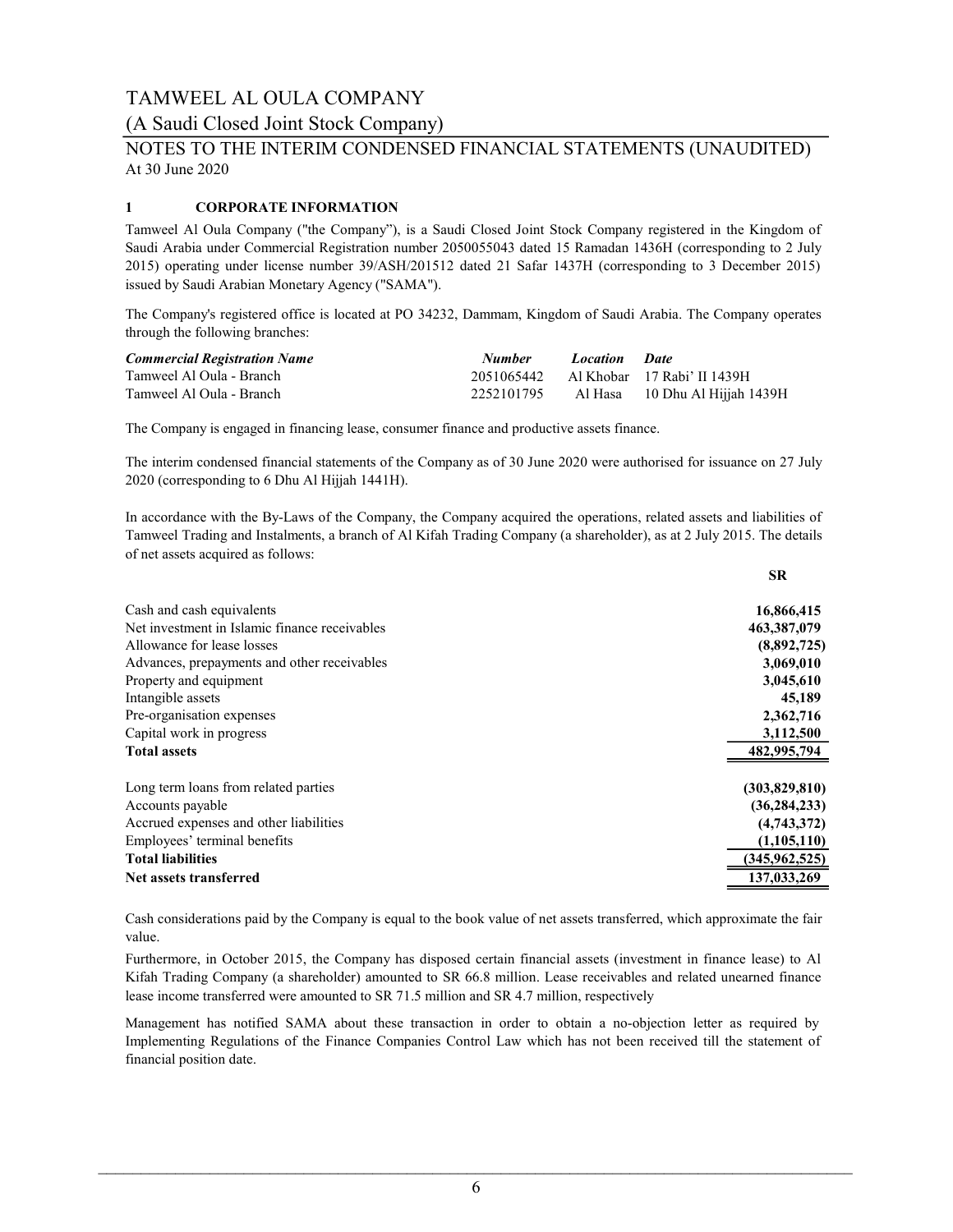# TAMWEEL AL OULA COMPANY

## (A Saudi Closed Joint Stock Company)

## NOTES TO THE INTERIM CONDENSED FINANCIAL STATEMENTS (UNAUDITED)

At 30 June 2020

### 1 CORPORATE INFORMATION

Tamweel Al Oula Company ("the Company"), is a Saudi Closed Joint Stock Company registered in the Kingdom of Saudi Arabia under Commercial Registration number 2050055043 dated 15 Ramadan 1436H (corresponding to 2 July 2015) operating under license number 39/ASH/201512 dated 21 Safar 1437H (corresponding to 3 December 2015) issued by Saudi Arabian Monetary Agency ("SAMA").

The Company's registered office is located at PO 34232, Dammam, Kingdom of Saudi Arabia. The Company operates through the following branches:

| *Commercial Registration Name* | *Number* | *Location* | *Date* |
|---|---|---|---|
| Tamweel Al Oula - Branch | 2051065442 | Al Khobar | 17 Rabi' II 1439H |
| Tamweel Al Oula - Branch | 2252101795 | Al Hasa | 10 Dhu Al Hijjah 1439H |

The Company is engaged in financing lease, consumer finance and productive assets finance.

The interim condensed financial statements of the Company as of 30 June 2020 were authorised for issuance on 27 July 2020 (corresponding to 6 Dhu Al Hijjah 1441H).

In accordance with the By-Laws of the Company, the Company acquired the operations, related assets and liabilities of Tamweel Trading and Instalments, a branch of Al Kifah Trading Company (a shareholder), as at 2 July 2015. The details of net assets acquired as follows:

| | SR |
|---|---|
| Cash and cash equivalents | 16,866,415 |
| Net investment in Islamic finance receivables | 463,387,079 |
| Allowance for lease losses | (8,892,725) |
| Advances, prepayments and other receivables | 3,069,010 |
| Property and equipment | 3,045,610 |
| Intangible assets | 45,189 |
| Pre-organisation expenses | 2,362,716 |
| Capital work in progress | 3,112,500 |
| **Total assets** | **482,995,794** |
| | |
| Long term loans from related parties | (303,829,810) |
| Accounts payable | (36,284,233) |
| Accrued expenses and other liabilities | (4,743,372) |
| Employees' terminal benefits | (1,105,110) |
| **Total liabilities** | **(345,962,525)** |
| **Net assets transferred** | **137,033,269** |

Cash considerations paid by the Company is equal to the book value of net assets transferred, which approximate the fair value.

Furthermore, in October 2015, the Company has disposed certain financial assets (investment in finance lease) to Al Kifah Trading Company (a shareholder) amounted to SR 66.8 million. Lease receivables and related unearned finance lease income transferred were amounted to SR 71.5 million and SR 4.7 million, respectively

Management has notified SAMA about these transaction in order to obtain a no-objection letter as required by Implementing Regulations of the Finance Companies Control Law which has not been received till the statement of financial position date.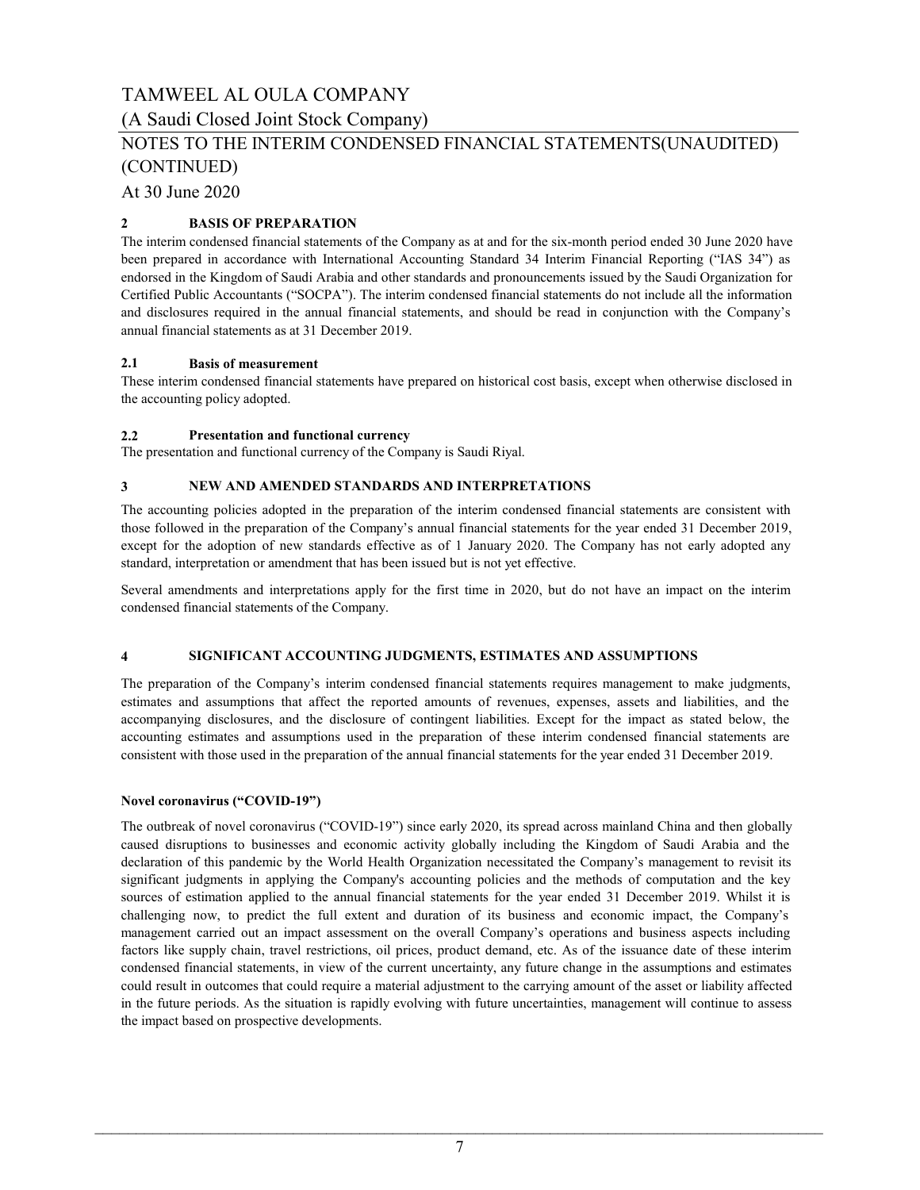# TAMWEEL AL OULA COMPANY

(A Saudi Closed Joint Stock Company)

NOTES TO THE INTERIM CONDENSED FINANCIAL STATEMENTS(UNAUDITED) (CONTINUED)

At 30 June 2020

## 2 BASIS OF PREPARATION

The interim condensed financial statements of the Company as at and for the six-month period ended 30 June 2020 have been prepared in accordance with International Accounting Standard 34 Interim Financial Reporting ("IAS 34") as endorsed in the Kingdom of Saudi Arabia and other standards and pronouncements issued by the Saudi Organization for Certified Public Accountants ("SOCPA"). The interim condensed financial statements do not include all the information and disclosures required in the annual financial statements, and should be read in conjunction with the Company's annual financial statements as at 31 December 2019.

### 2.1 Basis of measurement

These interim condensed financial statements have prepared on historical cost basis, except when otherwise disclosed in the accounting policy adopted.

### 2.2 Presentation and functional currency

The presentation and functional currency of the Company is Saudi Riyal.

## 3 NEW AND AMENDED STANDARDS AND INTERPRETATIONS

The accounting policies adopted in the preparation of the interim condensed financial statements are consistent with those followed in the preparation of the Company's annual financial statements for the year ended 31 December 2019, except for the adoption of new standards effective as of 1 January 2020. The Company has not early adopted any standard, interpretation or amendment that has been issued but is not yet effective.

Several amendments and interpretations apply for the first time in 2020, but do not have an impact on the interim condensed financial statements of the Company.

## 4 SIGNIFICANT ACCOUNTING JUDGMENTS, ESTIMATES AND ASSUMPTIONS

The preparation of the Company's interim condensed financial statements requires management to make judgments, estimates and assumptions that affect the reported amounts of revenues, expenses, assets and liabilities, and the accompanying disclosures, and the disclosure of contingent liabilities. Except for the impact as stated below, the accounting estimates and assumptions used in the preparation of these interim condensed financial statements are consistent with those used in the preparation of the annual financial statements for the year ended 31 December 2019.

**Novel coronavirus ("COVID-19")**

The outbreak of novel coronavirus ("COVID-19") since early 2020, its spread across mainland China and then globally caused disruptions to businesses and economic activity globally including the Kingdom of Saudi Arabia and the declaration of this pandemic by the World Health Organization necessitated the Company's management to revisit its significant judgments in applying the Company's accounting policies and the methods of computation and the key sources of estimation applied to the annual financial statements for the year ended 31 December 2019. Whilst it is challenging now, to predict the full extent and duration of its business and economic impact, the Company's management carried out an impact assessment on the overall Company's operations and business aspects including factors like supply chain, travel restrictions, oil prices, product demand, etc. As of the issuance date of these interim condensed financial statements, in view of the current uncertainty, any future change in the assumptions and estimates could result in outcomes that could require a material adjustment to the carrying amount of the asset or liability affected in the future periods. As the situation is rapidly evolving with future uncertainties, management will continue to assess the impact based on prospective developments.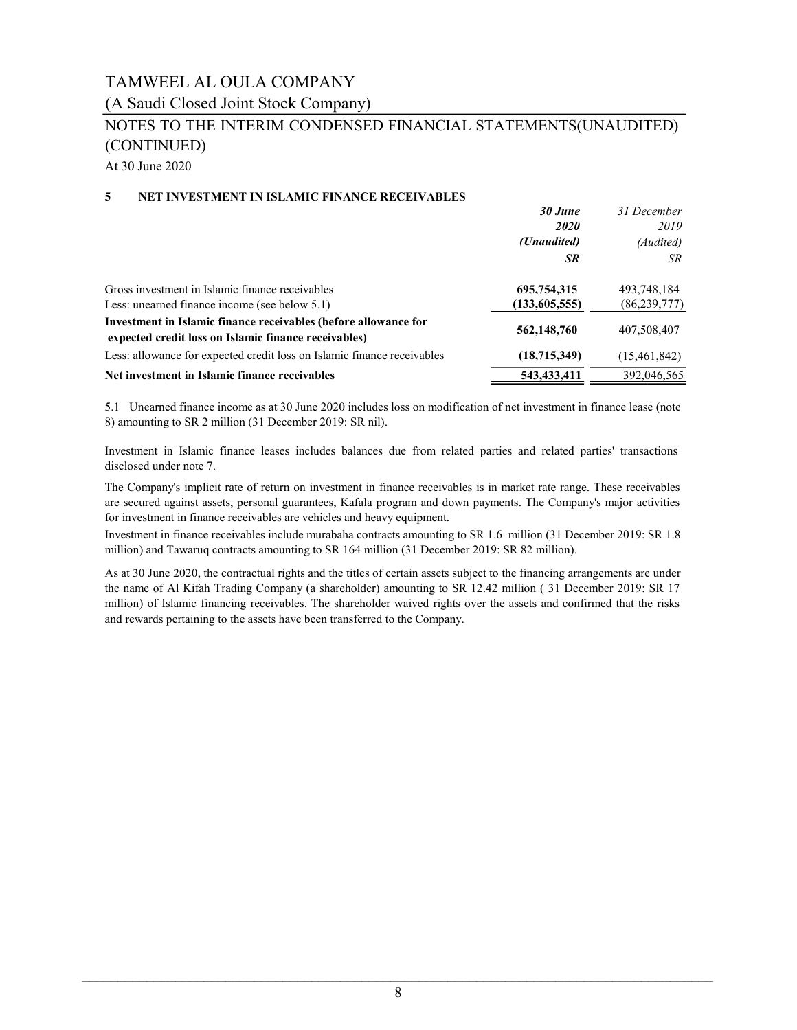TAMWEEL AL OULA COMPANY

(A Saudi Closed Joint Stock Company)

NOTES TO THE INTERIM CONDENSED FINANCIAL STATEMENTS(UNAUDITED) (CONTINUED)

At 30 June 2020

## 5 NET INVESTMENT IN ISLAMIC FINANCE RECEIVABLES

| | ***30 June 2020*** | *31 December 2019* |
|---|---|---|
| | ***(Unaudited)*** | *(Audited)* |
| | ***SR*** | *SR* |
| Gross investment in Islamic finance receivables | **695,754,315** | 493,748,184 |
| Less: unearned finance income (see below 5.1) | **(133,605,555)** | (86,239,777) |
| **Investment in Islamic finance receivables (before allowance for expected credit loss on Islamic finance receivables)** | **562,148,760** | 407,508,407 |
| Less: allowance for expected credit loss on Islamic finance receivables | **(18,715,349)** | (15,461,842) |
| **Net investment in Islamic finance receivables** | **543,433,411** | 392,046,565 |

5.1 Unearned finance income as at 30 June 2020 includes loss on modification of net investment in finance lease (note 8) amounting to SR 2 million (31 December 2019: SR nil).

Investment in Islamic finance leases includes balances due from related parties and related parties' transactions disclosed under note 7.

The Company's implicit rate of return on investment in finance receivables is in market rate range. These receivables are secured against assets, personal guarantees, Kafala program and down payments. The Company's major activities for investment in finance receivables are vehicles and heavy equipment.

Investment in finance receivables include murabaha contracts amounting to SR 1.6 million (31 December 2019: SR 1.8 million) and Tawaruq contracts amounting to SR 164 million (31 December 2019: SR 82 million).

As at 30 June 2020, the contractual rights and the titles of certain assets subject to the financing arrangements are under the name of Al Kifah Trading Company (a shareholder) amounting to SR 12.42 million ( 31 December 2019: SR 17 million) of Islamic financing receivables. The shareholder waived rights over the assets and confirmed that the risks and rewards pertaining to the assets have been transferred to the Company.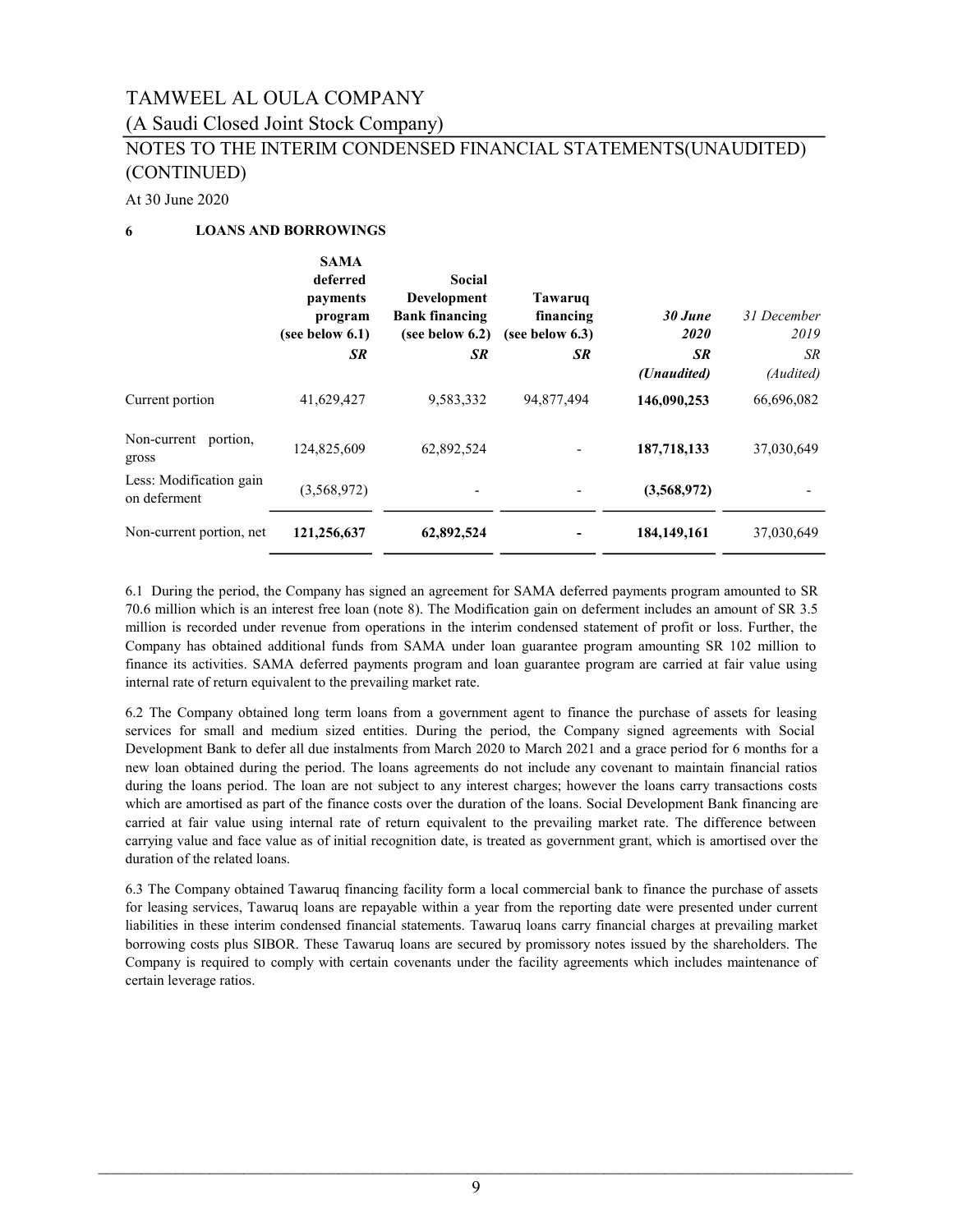TAMWEEL AL OULA COMPANY

(A Saudi Closed Joint Stock Company)

NOTES TO THE INTERIM CONDENSED FINANCIAL STATEMENTS(UNAUDITED) (CONTINUED)

At 30 June 2020

## 6 LOANS AND BORROWINGS

| | **SAMA deferred payments program (see below 6.1)** | **Social Development Bank financing (see below 6.2)** | **Tawaruq financing (see below 6.3)** | ***30 June 2020*** | *31 December 2019* |
|---|---|---|---|---|---|
| | ***SR*** | ***SR*** | ***SR*** | ***SR*** | *SR* |
| | | | | ***(Unaudited)*** | *(Audited)* |
| Current portion | 41,629,427 | 9,583,332 | 94,877,494 | **146,090,253** | 66,696,082 |
| Non-current portion, gross | 124,825,609 | 62,892,524 | - | **187,718,133** | 37,030,649 |
| Less: Modification gain on deferment | (3,568,972) | - | - | **(3,568,972)** | - |
| Non-current portion, net | **121,256,637** | **62,892,524** | **-** | **184,149,161** | 37,030,649 |

6.1 During the period, the Company has signed an agreement for SAMA deferred payments program amounted to SR 70.6 million which is an interest free loan (note 8). The Modification gain on deferment includes an amount of SR 3.5 million is recorded under revenue from operations in the interim condensed statement of profit or loss. Further, the Company has obtained additional funds from SAMA under loan guarantee program amounting SR 102 million to finance its activities. SAMA deferred payments program and loan guarantee program are carried at fair value using internal rate of return equivalent to the prevailing market rate.

6.2 The Company obtained long term loans from a government agent to finance the purchase of assets for leasing services for small and medium sized entities. During the period, the Company signed agreements with Social Development Bank to defer all due instalments from March 2020 to March 2021 and a grace period for 6 months for a new loan obtained during the period. The loans agreements do not include any covenant to maintain financial ratios during the loans period. The loan are not subject to any interest charges; however the loans carry transactions costs which are amortised as part of the finance costs over the duration of the loans. Social Development Bank financing are carried at fair value using internal rate of return equivalent to the prevailing market rate. The difference between carrying value and face value as of initial recognition date, is treated as government grant, which is amortised over the duration of the related loans.

6.3 The Company obtained Tawaruq financing facility form a local commercial bank to finance the purchase of assets for leasing services, Tawaruq loans are repayable within a year from the reporting date were presented under current liabilities in these interim condensed financial statements. Tawaruq loans carry financial charges at prevailing market borrowing costs plus SIBOR. These Tawaruq loans are secured by promissory notes issued by the shareholders. The Company is required to comply with certain covenants under the facility agreements which includes maintenance of certain leverage ratios.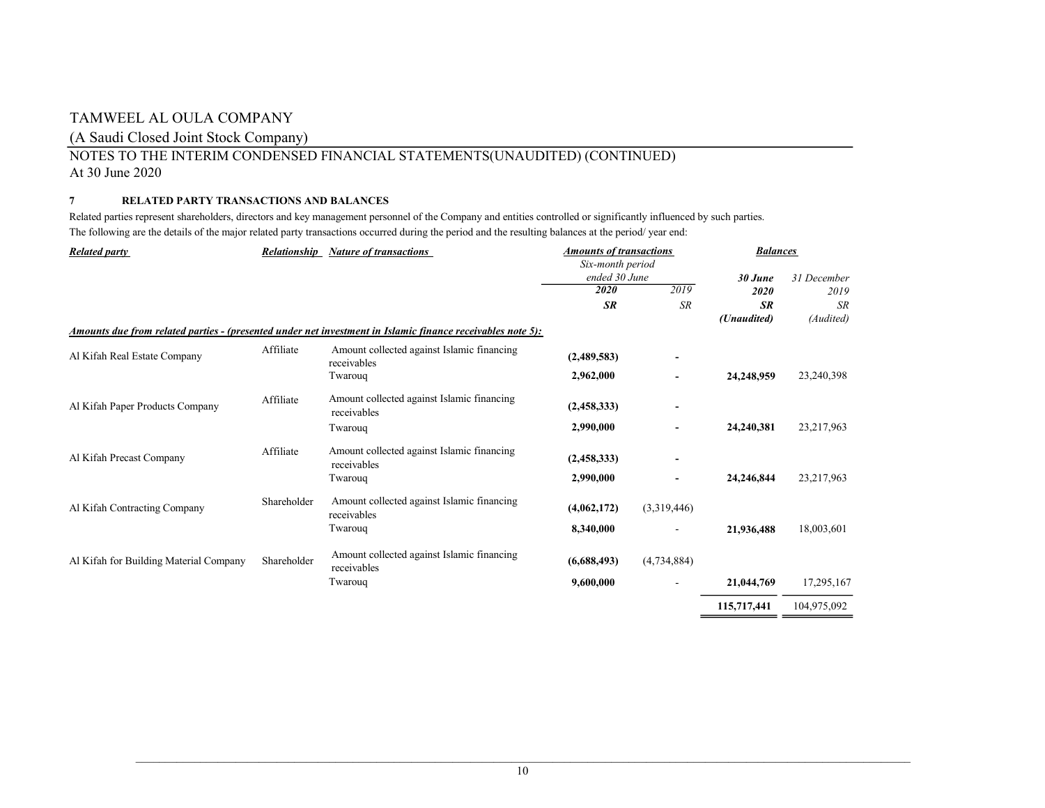TAMWEEL AL OULA COMPANY

(A Saudi Closed Joint Stock Company)

NOTES TO THE INTERIM CONDENSED FINANCIAL STATEMENTS(UNAUDITED) (CONTINUED)

At 30 June 2020

**7 RELATED PARTY TRANSACTIONS AND BALANCES**

Related parties represent shareholders, directors and key management personnel of the Company and entities controlled or significantly influenced by such parties.

The following are the details of the major related party transactions occurred during the period and the resulting balances at the period/ year end:

| ***Related party*** | ***Relationship*** | ***Nature of transactions*** | ***Amounts of transactions*** *Six-month period ended 30 June* | | ***Balances*** | |
|---|---|---|---|---|---|---|
| | | | ***2020*** | *2019* | ***30 June 2020*** | *31 December 2019* |
| | | | ***SR*** | *SR* | ***SR*** ***(Unaudited)*** | *SR* *(Audited)* |
| ***Amounts due from related parties - (presented under net investment in Islamic finance receivables note 5):*** | | | | | | |
| Al Kifah Real Estate Company | Affiliate | Amount collected against Islamic financing receivables | **(2,489,583)** | **-** | | |
| | | Twarouq | **2,962,000** | **-** | **24,248,959** | 23,240,398 |
| Al Kifah Paper Products Company | Affiliate | Amount collected against Islamic financing receivables | **(2,458,333)** | **-** | | |
| | | Twarouq | **2,990,000** | **-** | **24,240,381** | 23,217,963 |
| Al Kifah Precast Company | Affiliate | Amount collected against Islamic financing receivables | **(2,458,333)** | **-** | | |
| | | Twarouq | **2,990,000** | **-** | **24,246,844** | 23,217,963 |
| Al Kifah Contracting Company | Shareholder | Amount collected against Islamic financing receivables | **(4,062,172)** | (3,319,446) | | |
| | | Twarouq | **8,340,000** | - | **21,936,488** | 18,003,601 |
| Al Kifah for Building Material Company | Shareholder | Amount collected against Islamic financing receivables | **(6,688,493)** | (4,734,884) | | |
| | | Twarouq | **9,600,000** | - | **21,044,769** | 17,295,167 |
| | | | | | **115,717,441** | 104,975,092 |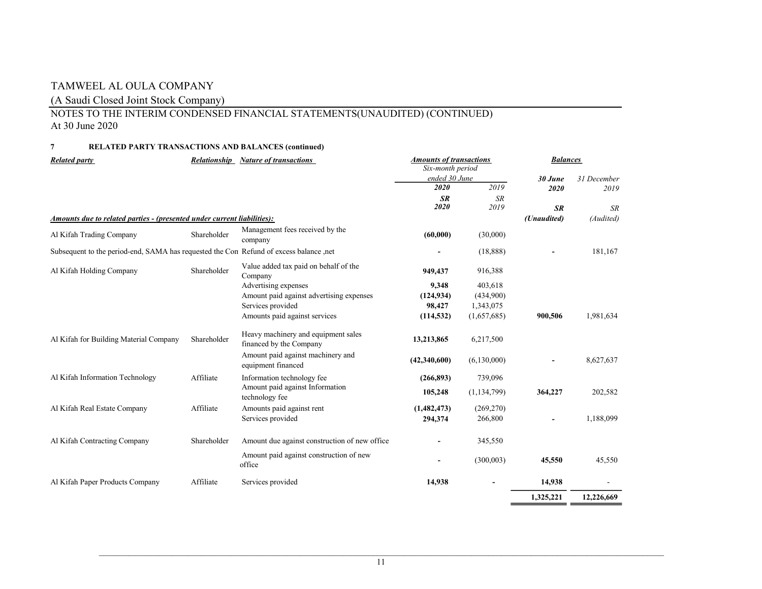TAMWEEL AL OULA COMPANY

(A Saudi Closed Joint Stock Company)

NOTES TO THE INTERIM CONDENSED FINANCIAL STATEMENTS(UNAUDITED) (CONTINUED)

At 30 June 2020

**7 RELATED PARTY TRANSACTIONS AND BALANCES (continued)**

| ***Related party*** | ***Relationship*** | ***Nature of transactions*** | ***Amounts of transactions*** Six-month period ended 30 June | | ***Balances*** | |
|---|---|---|---|---|---|---|
| | | | ***2020*** | *2019* | ***30 June 2020*** | *31 December 2019* |
| | | | ***SR 2020*** | *SR 2019* | ***SR*** | *SR* |
| ***Amounts due to related parties - (presented under current liabilities):*** | | | | | ***(Unaudited)*** | *(Audited)* |
| Al Kifah Trading Company | Shareholder | Management fees received by the company | **(60,000)** | (30,000) | | |
| Subsequent to the period-end, SAMA has requested the Con | | Refund of excess balance ,net | **-** | (18,888) | **-** | 181,167 |
| Al Kifah Holding Company | Shareholder | Value added tax paid on behalf of the Company | **949,437** | 916,388 | | |
| | | Advertising expenses | **9,348** | 403,618 | | |
| | | Amount paid against advertising expenses | **(124,934)** | (434,900) | | |
| | | Services provided | **98,427** | 1,343,075 | | |
| | | Amounts paid against services | **(114,532)** | (1,657,685) | **900,506** | 1,981,634 |
| Al Kifah for Building Material Company | Shareholder | Heavy machinery and equipment sales financed by the Company | **13,213,865** | 6,217,500 | | |
| | | Amount paid against machinery and equipment financed | **(42,340,600)** | (6,130,000) | **-** | 8,627,637 |
| Al Kifah Information Technology | Affiliate | Information technology fee | **(266,893)** | 739,096 | | |
| | | Amount paid against Information technology fee | **105,248** | (1,134,799) | **364,227** | 202,582 |
| Al Kifah Real Estate Company | Affiliate | Amounts paid against rent | **(1,482,473)** | (269,270) | | |
| | | Services provided | **294,374** | 266,800 | **-** | 1,188,099 |
| Al Kifah Contracting Company | Shareholder | Amount due against construction of new office | **-** | 345,550 | | |
| | | Amount paid against construction of new office | **-** | (300,003) | **45,550** | 45,550 |
| Al Kifah Paper Products Company | Affiliate | Services provided | **14,938** | **-** | **14,938** | - |
| | | | | | **1,325,221** | **12,226,669** |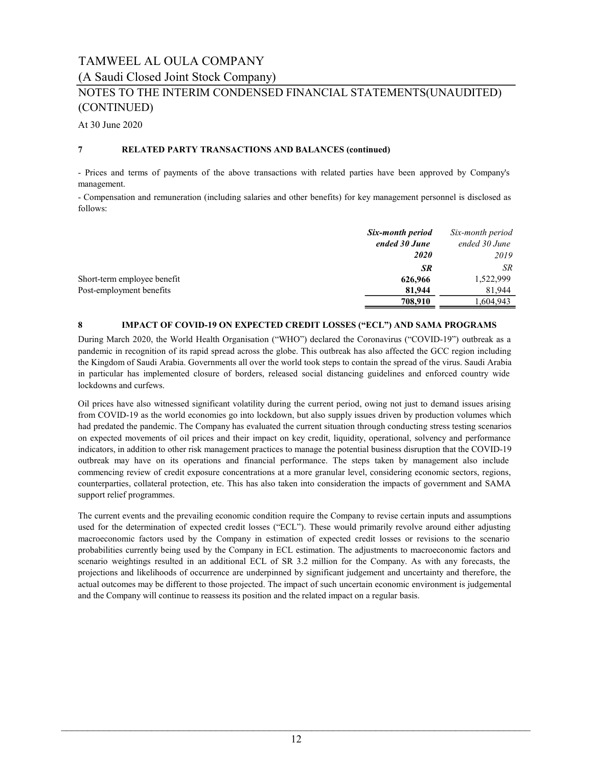TAMWEEL AL OULA COMPANY

(A Saudi Closed Joint Stock Company)

NOTES TO THE INTERIM CONDENSED FINANCIAL STATEMENTS(UNAUDITED) (CONTINUED)

At 30 June 2020

**7 RELATED PARTY TRANSACTIONS AND BALANCES (continued)**

- Prices and terms of payments of the above transactions with related parties have been approved by Company's management.
- Compensation and remuneration (including salaries and other benefits) for key management personnel is disclosed as follows:

| | ***Six-month period ended 30 June 2020*** | *Six-month period ended 30 June 2019* |
|---|---|---|
| | ***SR*** | *SR* |
| Short-term employee benefit | **626,966** | 1,522,999 |
| Post-employment benefits | **81,944** | 81,944 |
| | **708,910** | 1,604,943 |

**8 IMPACT OF COVID-19 ON EXPECTED CREDIT LOSSES ("ECL") AND SAMA PROGRAMS**

During March 2020, the World Health Organisation ("WHO") declared the Coronavirus ("COVID-19") outbreak as a pandemic in recognition of its rapid spread across the globe. This outbreak has also affected the GCC region including the Kingdom of Saudi Arabia. Governments all over the world took steps to contain the spread of the virus. Saudi Arabia in particular has implemented closure of borders, released social distancing guidelines and enforced country wide lockdowns and curfews.

Oil prices have also witnessed significant volatility during the current period, owing not just to demand issues arising from COVID-19 as the world economies go into lockdown, but also supply issues driven by production volumes which had predated the pandemic. The Company has evaluated the current situation through conducting stress testing scenarios on expected movements of oil prices and their impact on key credit, liquidity, operational, solvency and performance indicators, in addition to other risk management practices to manage the potential business disruption that the COVID-19 outbreak may have on its operations and financial performance. The steps taken by management also include commencing review of credit exposure concentrations at a more granular level, considering economic sectors, regions, counterparties, collateral protection, etc. This has also taken into consideration the impacts of government and SAMA support relief programmes.

The current events and the prevailing economic condition require the Company to revise certain inputs and assumptions used for the determination of expected credit losses ("ECL"). These would primarily revolve around either adjusting macroeconomic factors used by the Company in estimation of expected credit losses or revisions to the scenario probabilities currently being used by the Company in ECL estimation. The adjustments to macroeconomic factors and scenario weightings resulted in an additional ECL of SR 3.2 million for the Company. As with any forecasts, the projections and likelihoods of occurrence are underpinned by significant judgement and uncertainty and therefore, the actual outcomes may be different to those projected. The impact of such uncertain economic environment is judgemental and the Company will continue to reassess its position and the related impact on a regular basis.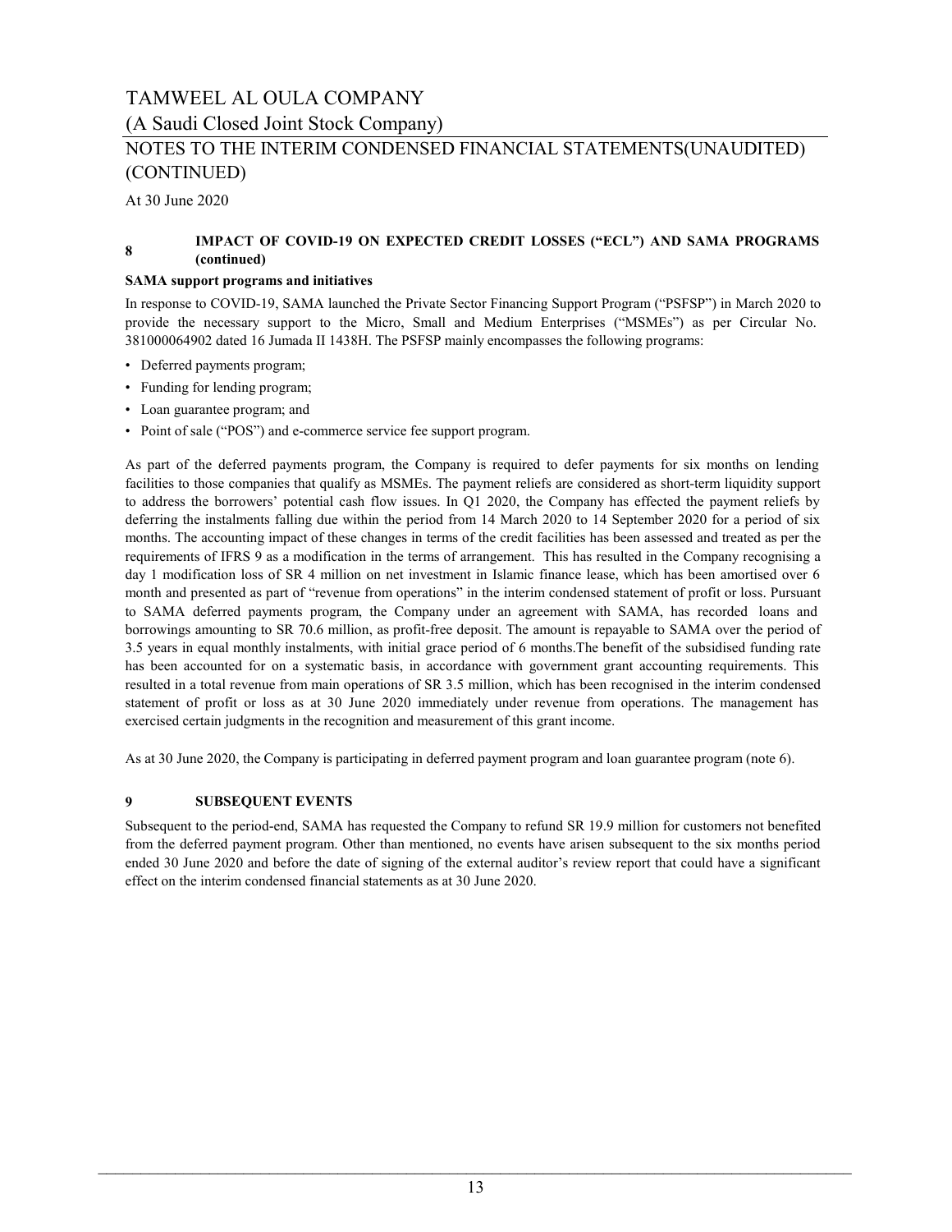## 8 IMPACT OF COVID-19 ON EXPECTED CREDIT LOSSES ("ECL") AND SAMA PROGRAMS (continued)

**SAMA support programs and initiatives**

In response to COVID-19, SAMA launched the Private Sector Financing Support Program ("PSFSP") in March 2020 to provide the necessary support to the Micro, Small and Medium Enterprises ("MSMEs") as per Circular No. 381000064902 dated 16 Jumada II 1438H. The PSFSP mainly encompasses the following programs:

- Deferred payments program;
- Funding for lending program;
- Loan guarantee program; and
- Point of sale ("POS") and e-commerce service fee support program.

As part of the deferred payments program, the Company is required to defer payments for six months on lending facilities to those companies that qualify as MSMEs. The payment reliefs are considered as short-term liquidity support to address the borrowers' potential cash flow issues. In Q1 2020, the Company has effected the payment reliefs by deferring the instalments falling due within the period from 14 March 2020 to 14 September 2020 for a period of six months. The accounting impact of these changes in terms of the credit facilities has been assessed and treated as per the requirements of IFRS 9 as a modification in the terms of arrangement. This has resulted in the Company recognising a day 1 modification loss of SR 4 million on net investment in Islamic finance lease, which has been amortised over 6 month and presented as part of "revenue from operations" in the interim condensed statement of profit or loss. Pursuant to SAMA deferred payments program, the Company under an agreement with SAMA, has recorded loans and borrowings amounting to SR 70.6 million, as profit-free deposit. The amount is repayable to SAMA over the period of 3.5 years in equal monthly instalments, with initial grace period of 6 months.The benefit of the subsidised funding rate has been accounted for on a systematic basis, in accordance with government grant accounting requirements. This resulted in a total revenue from main operations of SR 3.5 million, which has been recognised in the interim condensed statement of profit or loss as at 30 June 2020 immediately under revenue from operations. The management has exercised certain judgments in the recognition and measurement of this grant income.

As at 30 June 2020, the Company is participating in deferred payment program and loan guarantee program (note 6).

## 9 SUBSEQUENT EVENTS

Subsequent to the period-end, SAMA has requested the Company to refund SR 19.9 million for customers not benefited from the deferred payment program. Other than mentioned, no events have arisen subsequent to the six months period ended 30 June 2020 and before the date of signing of the external auditor's review report that could have a significant effect on the interim condensed financial statements as at 30 June 2020.